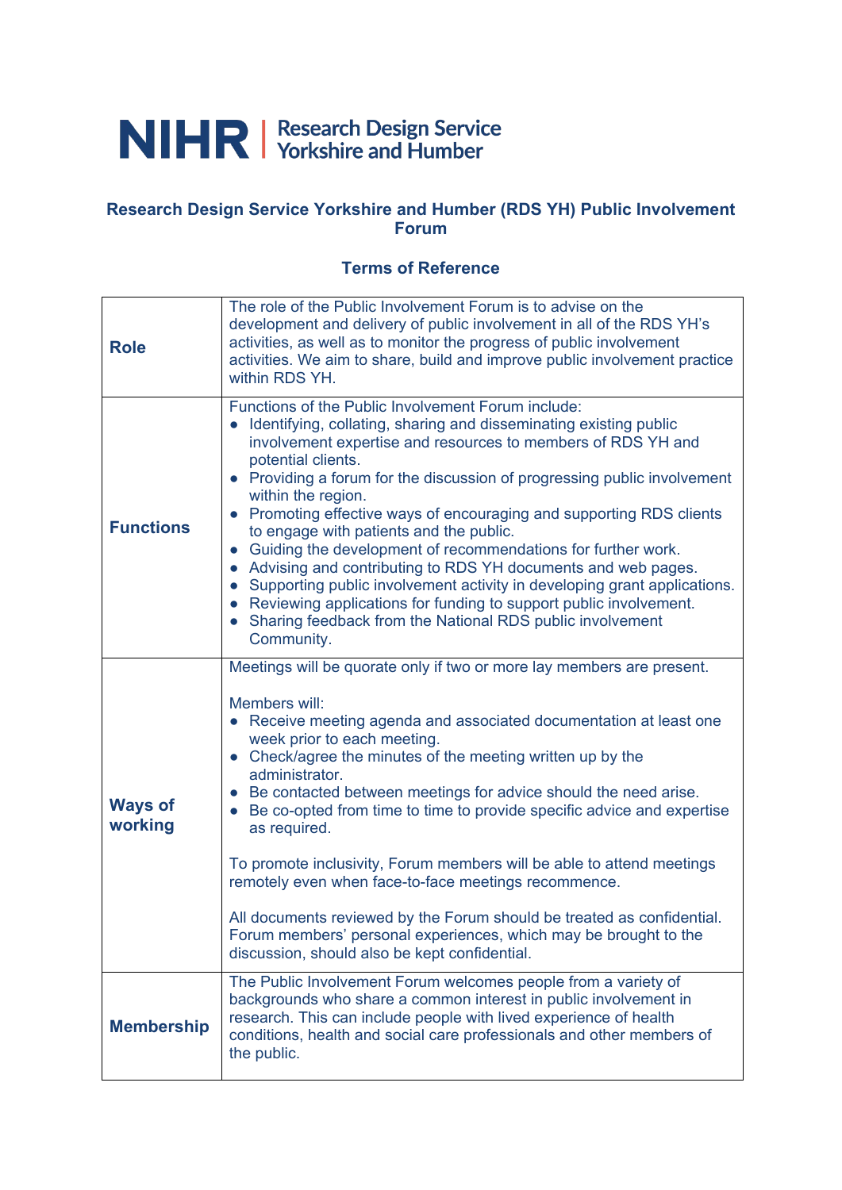**NIHR | Research Design Service Yorkshire and Humber**

## Research Design Service Yorkshire and Humber (RDS YH) Public Involvement Forum

### Terms of Reference

| | |
|---|---|
| **Role** | The role of the Public Involvement Forum is to advise on the development and delivery of public involvement in all of the RDS YH's activities, as well as to monitor the progress of public involvement activities. We aim to share, build and improve public involvement practice within RDS YH. |
| **Functions** | Functions of the Public Involvement Forum include:<br>● Identifying, collating, sharing and disseminating existing public involvement expertise and resources to members of RDS YH and potential clients.<br>● Providing a forum for the discussion of progressing public involvement within the region.<br>● Promoting effective ways of encouraging and supporting RDS clients to engage with patients and the public.<br>● Guiding the development of recommendations for further work.<br>● Advising and contributing to RDS YH documents and web pages.<br>● Supporting public involvement activity in developing grant applications.<br>● Reviewing applications for funding to support public involvement.<br>● Sharing feedback from the National RDS public involvement Community. |
| **Ways of working** | Meetings will be quorate only if two or more lay members are present.<br><br>Members will:<br>● Receive meeting agenda and associated documentation at least one week prior to each meeting.<br>● Check/agree the minutes of the meeting written up by the administrator.<br>● Be contacted between meetings for advice should the need arise.<br>● Be co-opted from time to time to provide specific advice and expertise as required.<br><br>To promote inclusivity, Forum members will be able to attend meetings remotely even when face-to-face meetings recommence.<br><br>All documents reviewed by the Forum should be treated as confidential. Forum members' personal experiences, which may be brought to the discussion, should also be kept confidential. |
| **Membership** | The Public Involvement Forum welcomes people from a variety of backgrounds who share a common interest in public involvement in research. This can include people with lived experience of health conditions, health and social care professionals and other members of the public. |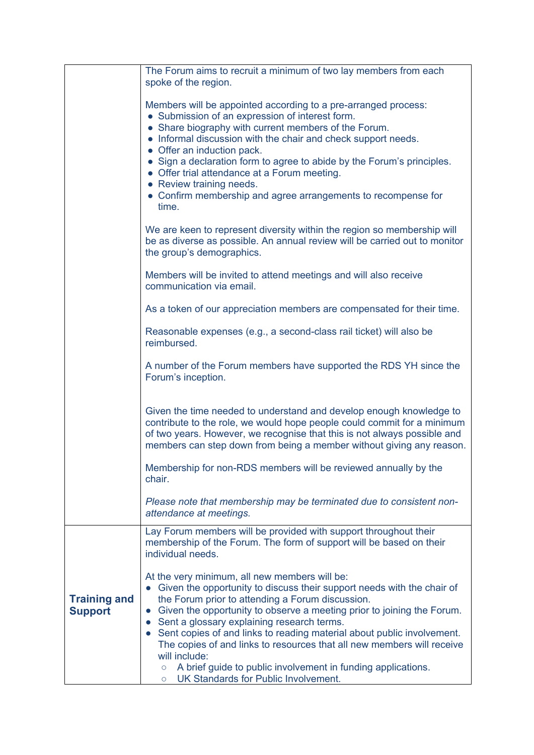| | |
|---|---|
| | The Forum aims to recruit a minimum of two lay members from each spoke of the region.<br><br>Members will be appointed according to a pre-arranged process:<br>● Submission of an expression of interest form.<br>● Share biography with current members of the Forum.<br>● Informal discussion with the chair and check support needs.<br>● Offer an induction pack.<br>● Sign a declaration form to agree to abide by the Forum's principles.<br>● Offer trial attendance at a Forum meeting.<br>● Review training needs.<br>● Confirm membership and agree arrangements to recompense for time.<br><br>We are keen to represent diversity within the region so membership will be as diverse as possible. An annual review will be carried out to monitor the group's demographics.<br><br>Members will be invited to attend meetings and will also receive communication via email.<br><br>As a token of our appreciation members are compensated for their time.<br><br>Reasonable expenses (e.g., a second-class rail ticket) will also be reimbursed.<br><br>A number of the Forum members have supported the RDS YH since the Forum's inception.<br><br>Given the time needed to understand and develop enough knowledge to contribute to the role, we would hope people could commit for a minimum of two years. However, we recognise that this is not always possible and members can step down from being a member without giving any reason.<br><br>Membership for non-RDS members will be reviewed annually by the chair.<br><br>*Please note that membership may be terminated due to consistent non-attendance at meetings.* |
| **Training and Support** | Lay Forum members will be provided with support throughout their membership of the Forum. The form of support will be based on their individual needs.<br><br>At the very minimum, all new members will be:<br>● Given the opportunity to discuss their support needs with the chair of the Forum prior to attending a Forum discussion.<br>● Given the opportunity to observe a meeting prior to joining the Forum.<br>● Sent a glossary explaining research terms.<br>● Sent copies of and links to reading material about public involvement. The copies of and links to resources that all new members will receive will include:<br>&nbsp;&nbsp;○ A brief guide to public involvement in funding applications.<br>&nbsp;&nbsp;○ UK Standards for Public Involvement. |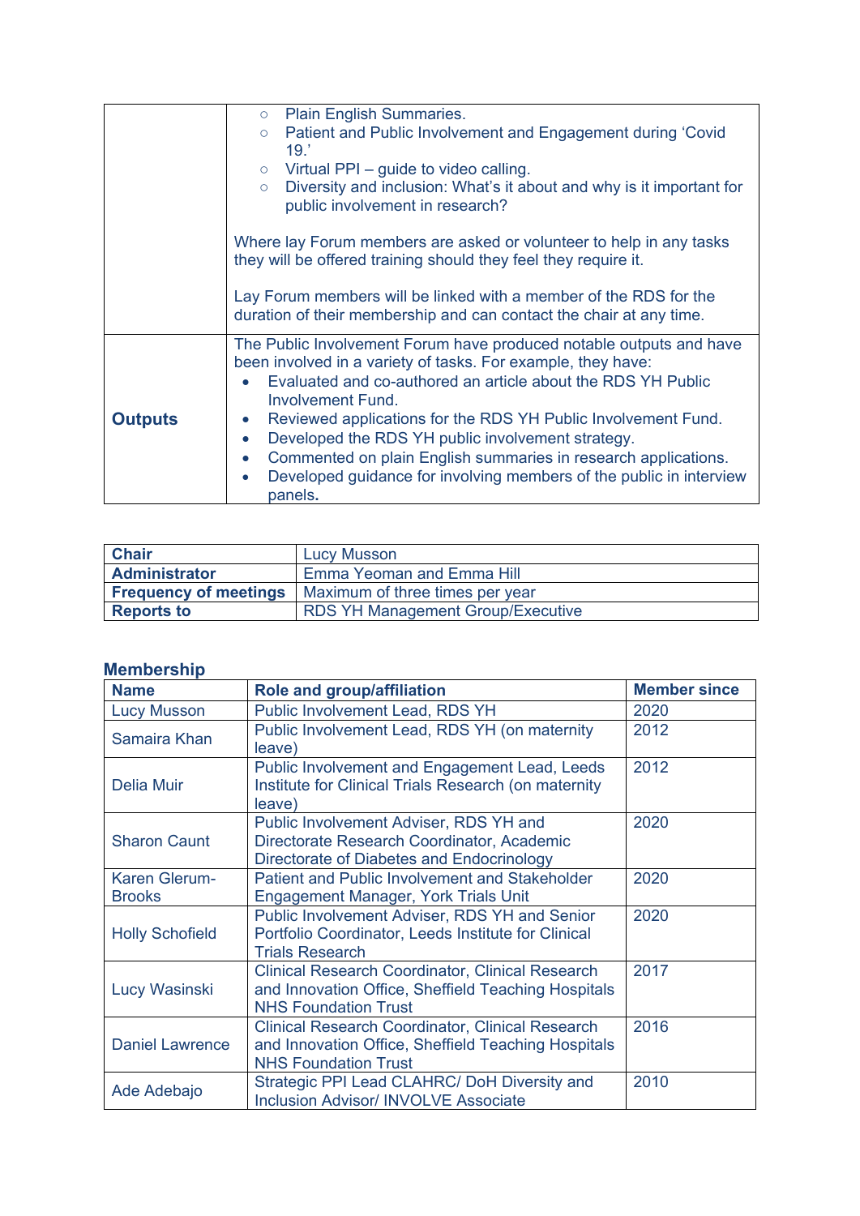|  |  |
|---|---|
|  | ○ Plain English Summaries.<br>○ Patient and Public Involvement and Engagement during 'Covid 19.'<br>○ Virtual PPI – guide to video calling.<br>○ Diversity and inclusion: What's it about and why is it important for public involvement in research?<br><br>Where lay Forum members are asked or volunteer to help in any tasks they will be offered training should they feel they require it.<br><br>Lay Forum members will be linked with a member of the RDS for the duration of their membership and can contact the chair at any time. |
| **Outputs** | The Public Involvement Forum have produced notable outputs and have been involved in a variety of tasks. For example, they have:<br>• Evaluated and co-authored an article about the RDS YH Public Involvement Fund.<br>• Reviewed applications for the RDS YH Public Involvement Fund.<br>• Developed the RDS YH public involvement strategy.<br>• Commented on plain English summaries in research applications.<br>• Developed guidance for involving members of the public in interview panels. |

| | |
|---|---|
| **Chair** | Lucy Musson |
| **Administrator** | Emma Yeoman and Emma Hill |
| **Frequency of meetings** | Maximum of three times per year |
| **Reports to** | RDS YH Management Group/Executive |

## Membership

| Name | Role and group/affiliation | Member since |
|---|---|---|
| Lucy Musson | Public Involvement Lead, RDS YH | 2020 |
| Samaira Khan | Public Involvement Lead, RDS YH (on maternity leave) | 2012 |
| Delia Muir | Public Involvement and Engagement Lead, Leeds Institute for Clinical Trials Research (on maternity leave) | 2012 |
| Sharon Caunt | Public Involvement Adviser, RDS YH and Directorate Research Coordinator, Academic Directorate of Diabetes and Endocrinology | 2020 |
| Karen Glerum-Brooks | Patient and Public Involvement and Stakeholder Engagement Manager, York Trials Unit | 2020 |
| Holly Schofield | Public Involvement Adviser, RDS YH and Senior Portfolio Coordinator, Leeds Institute for Clinical Trials Research | 2020 |
| Lucy Wasinski | Clinical Research Coordinator, Clinical Research and Innovation Office, Sheffield Teaching Hospitals NHS Foundation Trust | 2017 |
| Daniel Lawrence | Clinical Research Coordinator, Clinical Research and Innovation Office, Sheffield Teaching Hospitals NHS Foundation Trust | 2016 |
| Ade Adebajo | Strategic PPI Lead CLAHRC/ DoH Diversity and Inclusion Advisor/ INVOLVE Associate | 2010 |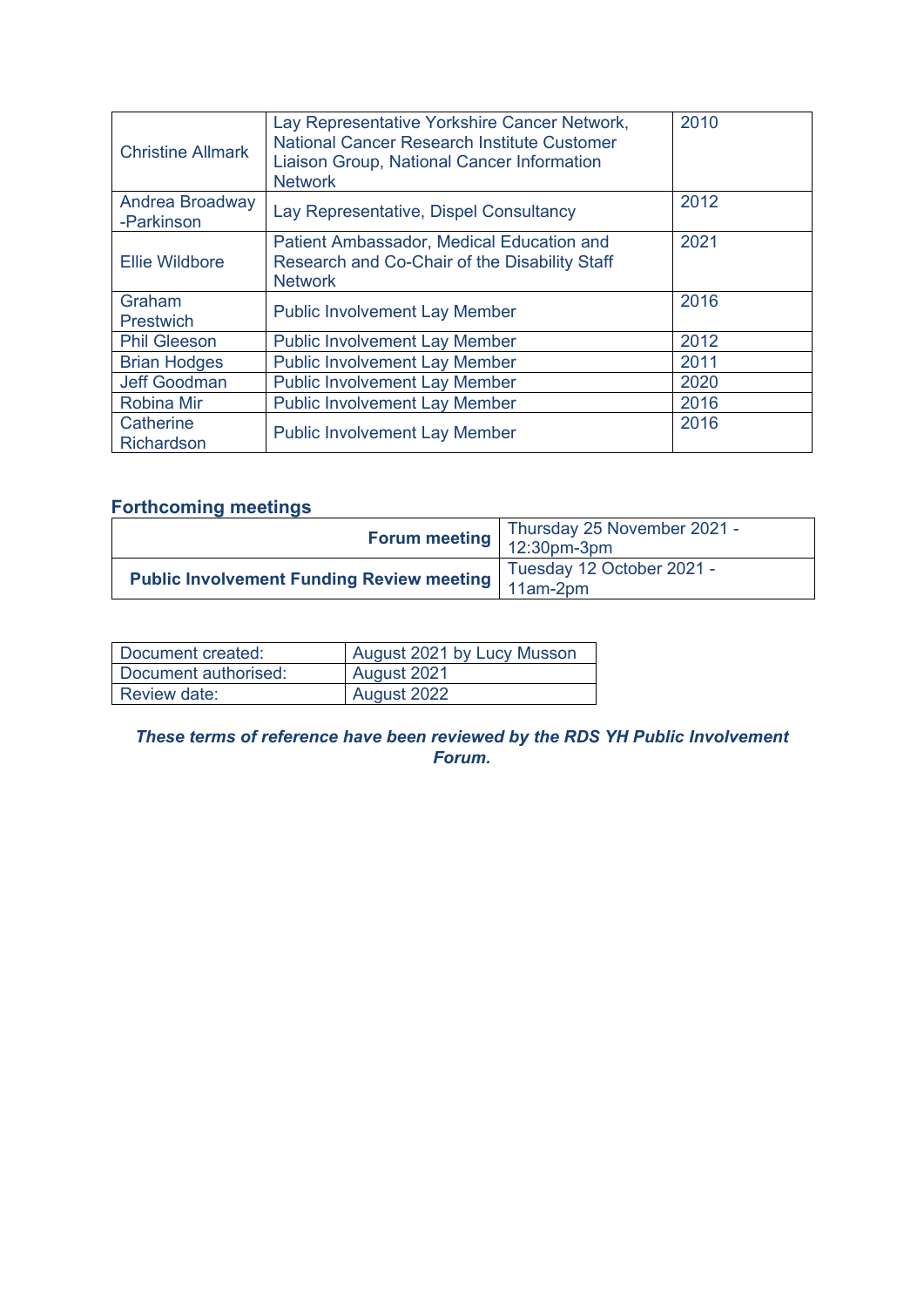| | | |
|---|---|---|
| Christine Allmark | Lay Representative Yorkshire Cancer Network, National Cancer Research Institute Customer Liaison Group, National Cancer Information Network | 2010 |
| Andrea Broadway -Parkinson | Lay Representative, Dispel Consultancy | 2012 |
| Ellie Wildbore | Patient Ambassador, Medical Education and Research and Co-Chair of the Disability Staff Network | 2021 |
| Graham Prestwich | Public Involvement Lay Member | 2016 |
| Phil Gleeson | Public Involvement Lay Member | 2012 |
| Brian Hodges | Public Involvement Lay Member | 2011 |
| Jeff Goodman | Public Involvement Lay Member | 2020 |
| Robina Mir | Public Involvement Lay Member | 2016 |
| Catherine Richardson | Public Involvement Lay Member | 2016 |

## Forthcoming meetings

| | |
|---|---|
| **Forum meeting** | Thursday 25 November 2021 - 12:30pm-3pm |
| **Public Involvement Funding Review meeting** | Tuesday 12 October 2021 - 11am-2pm |

| | |
|---|---|
| Document created: | August 2021 by Lucy Musson |
| Document authorised: | August 2021 |
| Review date: | August 2022 |

***These terms of reference have been reviewed by the RDS YH Public Involvement Forum.***